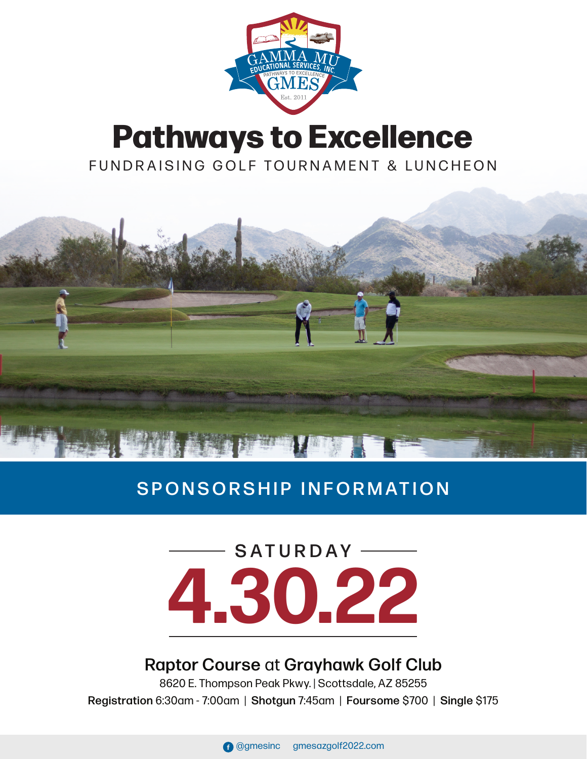GAMMA MU EDUCATIONAL SERVICES, INC. PATHWAYS TO EXCELLENCE GMES Est. 2011

# Pathways to Excellence

FUNDRAISING GOLF TOURNAMENT & LUNCHEON

## SPONSORSHIP INFORMATION

SATURDAY

# 4.30.22

### Raptor Course at Grayhawk Golf Club

8620 E. Thompson Peak Pkwy. | Scottsdale, AZ 85255

**Registration** 6:30am - 7:00am | **Shotgun** 7:45am | **Foursome** $700 | **Single** $175

@gmesinc gmesazgolf2022.com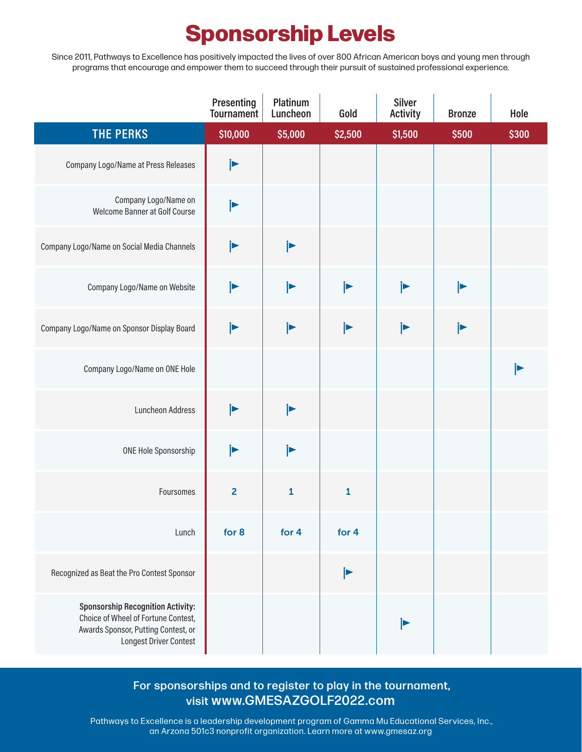# Sponsorship Levels

Since 2011, Pathways to Excellence has positively impacted the lives of over 800 African American boys and young men through programs that encourage and empower them to succeed through their pursuit of sustained professional experience.

| THE PERKS | Presenting Tournament $10,000 | Platinum Luncheon $5,000 | Gold $2,500 | Silver Activity $1,500 | Bronze $500 | Hole $300 |
|---|---|---|---|---|---|---|
| Company Logo/Name at Press Releases | ✓ | | | | | |
| Company Logo/Name on Welcome Banner at Golf Course | ✓ | | | | | |
| Company Logo/Name on Social Media Channels | ✓ | ✓ | | | | |
| Company Logo/Name on Website | ✓ | ✓ | ✓ | ✓ | ✓ | |
| Company Logo/Name on Sponsor Display Board | ✓ | ✓ | ✓ | ✓ | ✓ | |
| Company Logo/Name on ONE Hole | | | | | | ✓ |
| Luncheon Address | ✓ | ✓ | | | | |
| ONE Hole Sponsorship | ✓ | ✓ | | | | |
| Foursomes | 2 | 1 | 1 | | | |
| Lunch | for 8 | for 4 | for 4 | | | |
| Recognized as Beat the Pro Contest Sponsor | | | ✓ | | | |
| **Sponsorship Recognition Activity:** Choice of Wheel of Fortune Contest, Awards Sponsor, Putting Contest, or Longest Driver Contest | | | | ✓ | | |

For sponsorships and to register to play in the tournament, visit www.GMESAZGOLF2022.com

Pathways to Excellence is a leadership development program of Gamma Mu Educational Services, Inc., an Arzona 501c3 nonprofit organization. Learn more at www.gmesaz.org